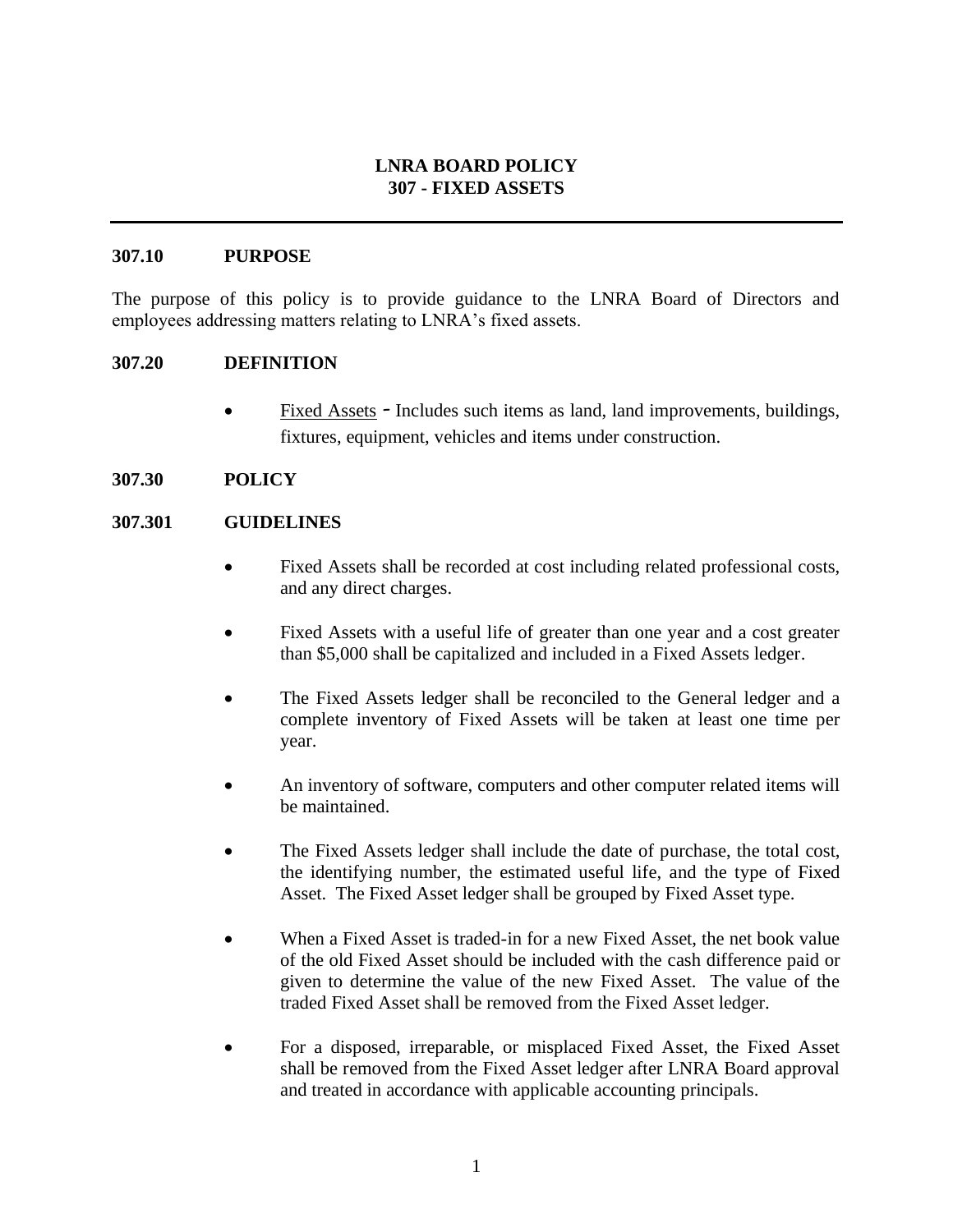# LNRA BOARD POLICY
# 307 - FIXED ASSETS

---

## 307.10 PURPOSE

The purpose of this policy is to provide guidance to the LNRA Board of Directors and employees addressing matters relating to LNRA's fixed assets.

## 307.20 DEFINITION

- Fixed Assets - Includes such items as land, land improvements, buildings, fixtures, equipment, vehicles and items under construction.

## 307.30 POLICY

### 307.301 GUIDELINES

- Fixed Assets shall be recorded at cost including related professional costs, and any direct charges.
- Fixed Assets with a useful life of greater than one year and a cost greater than $5,000 shall be capitalized and included in a Fixed Assets ledger.
- The Fixed Assets ledger shall be reconciled to the General ledger and a complete inventory of Fixed Assets will be taken at least one time per year.
- An inventory of software, computers and other computer related items will be maintained.
- The Fixed Assets ledger shall include the date of purchase, the total cost, the identifying number, the estimated useful life, and the type of Fixed Asset. The Fixed Asset ledger shall be grouped by Fixed Asset type.
- When a Fixed Asset is traded-in for a new Fixed Asset, the net book value of the old Fixed Asset should be included with the cash difference paid or given to determine the value of the new Fixed Asset. The value of the traded Fixed Asset shall be removed from the Fixed Asset ledger.
- For a disposed, irreparable, or misplaced Fixed Asset, the Fixed Asset shall be removed from the Fixed Asset ledger after LNRA Board approval and treated in accordance with applicable accounting principals.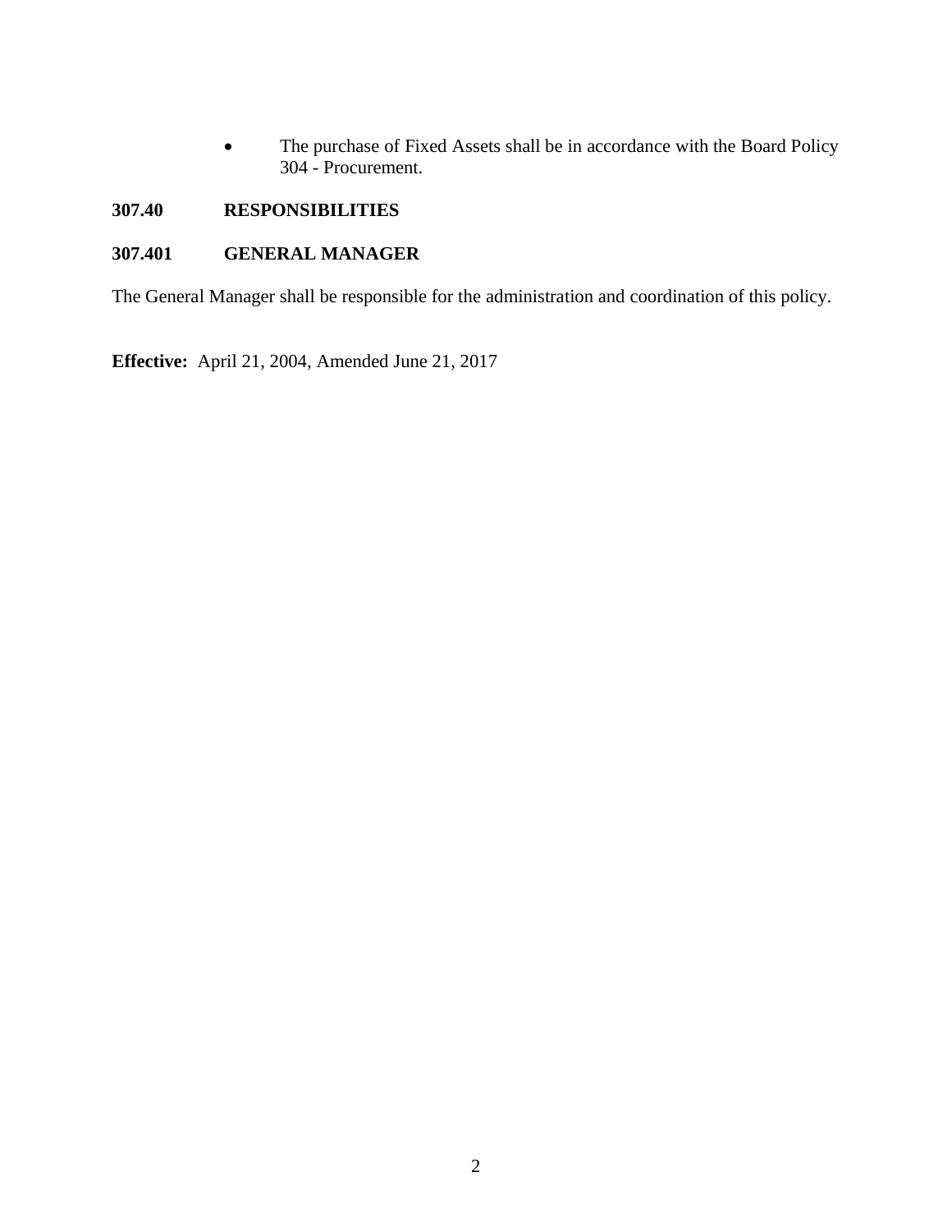- The purchase of Fixed Assets shall be in accordance with the Board Policy 304 - Procurement.

## 307.40 RESPONSIBILITIES

### 307.401 GENERAL MANAGER

The General Manager shall be responsible for the administration and coordination of this policy.

**Effective:** April 21, 2004, Amended June 21, 2017